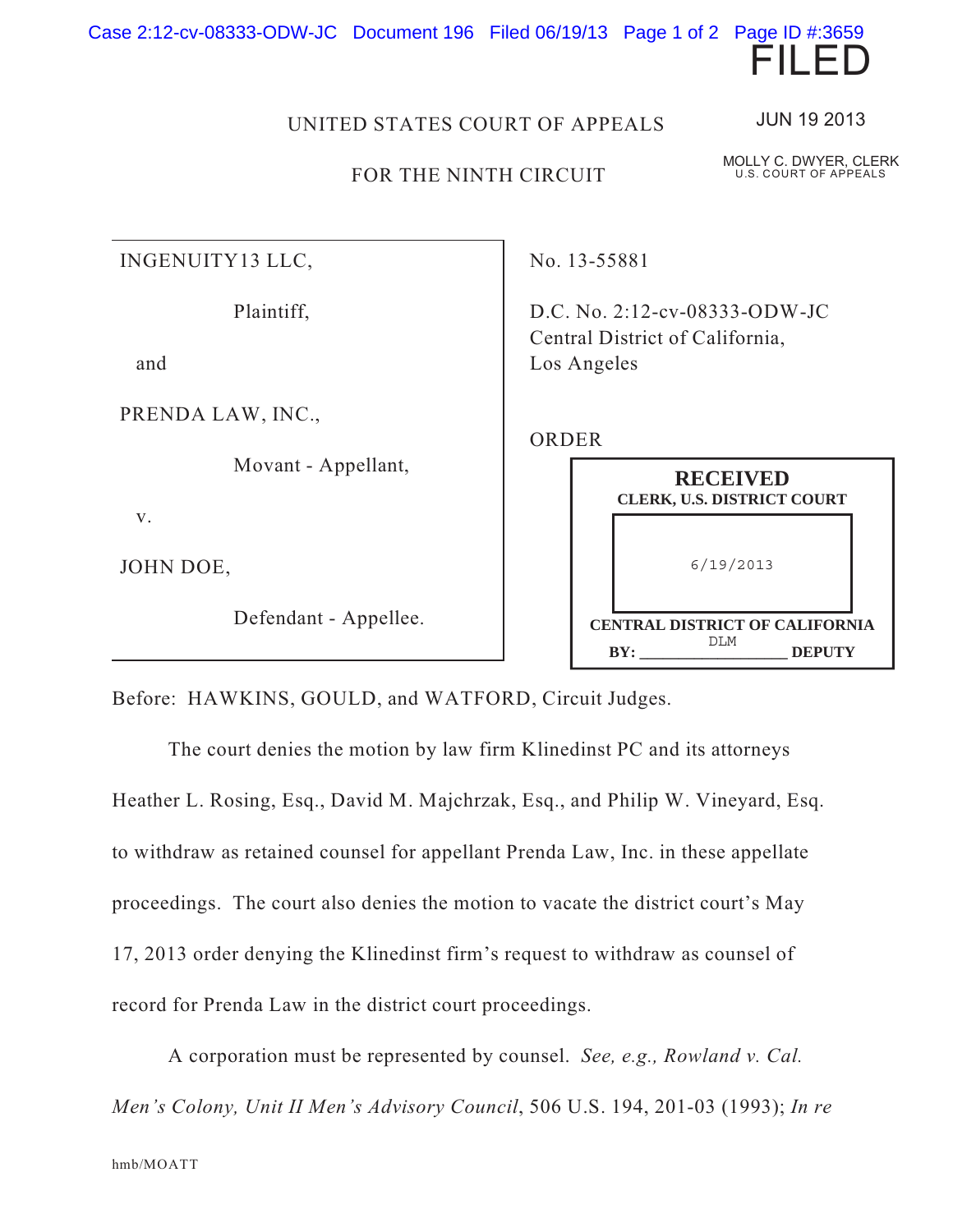FILED

JUN 19 2013

MOLLY C. DWYER, CLERK
U.S. COURT OF APPEALS

UNITED STATES COURT OF APPEALS

FOR THE NINTH CIRCUIT

INGENUITY13 LLC,

Plaintiff,

and

PRENDA LAW, INC.,

Movant - Appellant,

v.

JOHN DOE,

Defendant - Appellee.

No. 13-55881

D.C. No. 2:12-cv-08333-ODW-JC
Central District of California,
Los Angeles

ORDER

**RECEIVED**
**CLERK, U.S. DISTRICT COURT**
6/19/2013
**CENTRAL DISTRICT OF CALIFORNIA**
**BY:** DLM **DEPUTY**

Before: HAWKINS, GOULD, and WATFORD, Circuit Judges.

The court denies the motion by law firm Klinedinst PC and its attorneys Heather L. Rosing, Esq., David M. Majchrzak, Esq., and Philip W. Vineyard, Esq. to withdraw as retained counsel for appellant Prenda Law, Inc. in these appellate proceedings. The court also denies the motion to vacate the district court's May 17, 2013 order denying the Klinedinst firm's request to withdraw as counsel of record for Prenda Law in the district court proceedings.

A corporation must be represented by counsel. *See, e.g., Rowland v. Cal. Men's Colony, Unit II Men's Advisory Council*, 506 U.S. 194, 201-03 (1993); *In re*

hmb/MOATT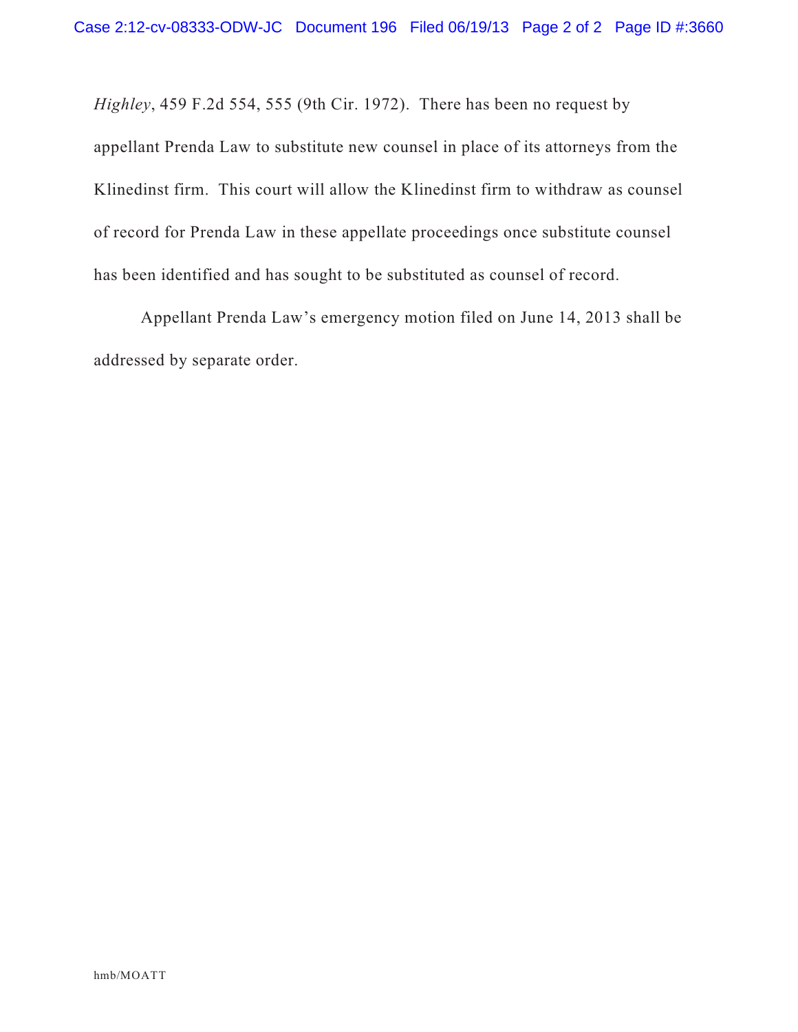*Highley*, 459 F.2d 554, 555 (9th Cir. 1972). There has been no request by appellant Prenda Law to substitute new counsel in place of its attorneys from the Klinedinst firm. This court will allow the Klinedinst firm to withdraw as counsel of record for Prenda Law in these appellate proceedings once substitute counsel has been identified and has sought to be substituted as counsel of record.

Appellant Prenda Law's emergency motion filed on June 14, 2013 shall be addressed by separate order.

hmb/MOATT